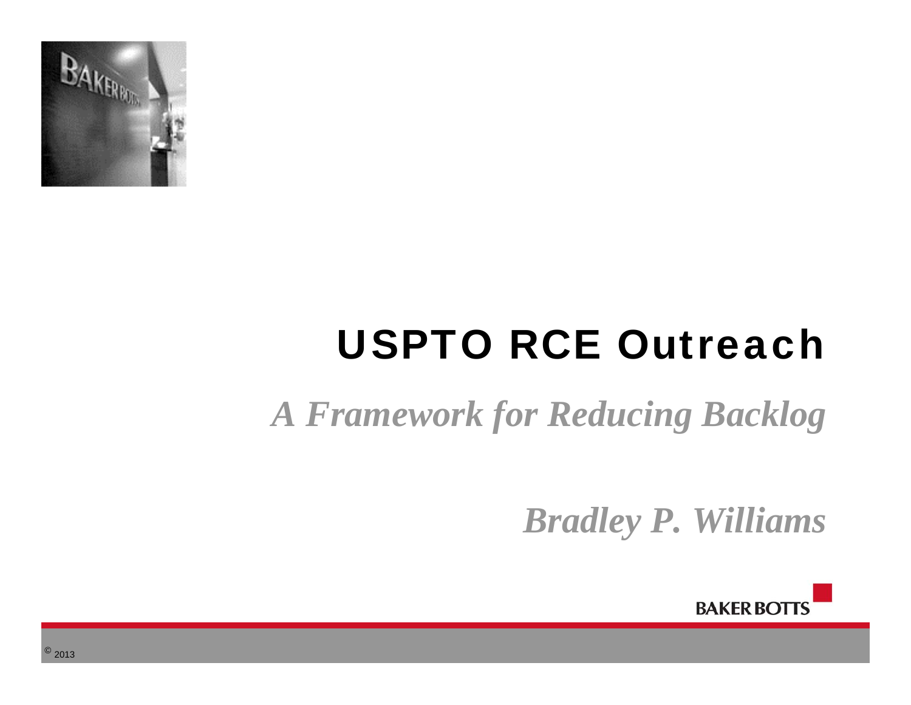# USPTO RCE Outreach

## *A Framework for Reducing Backlog*

***Bradley P. Williams***

BAKER BOTTS

© 2013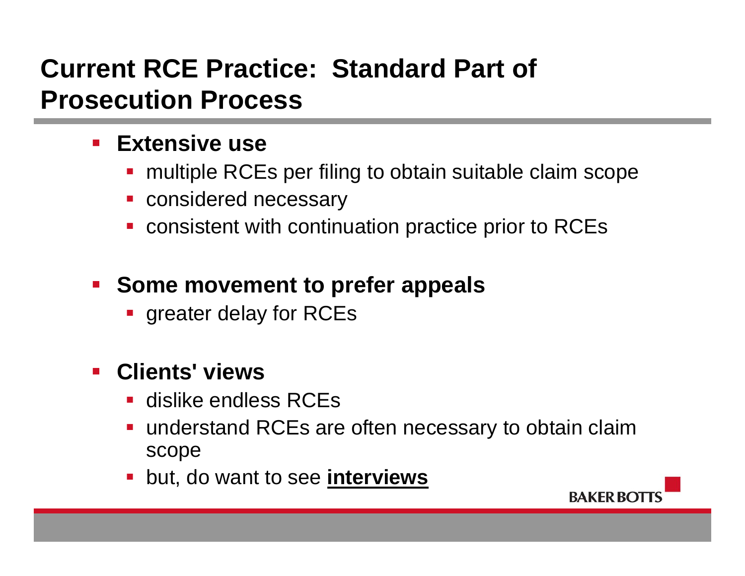# Current RCE Practice: Standard Part of Prosecution Process

- **Extensive use**
  - multiple RCEs per filing to obtain suitable claim scope
  - considered necessary
  - consistent with continuation practice prior to RCEs
- **Some movement to prefer appeals**
  - greater delay for RCEs
- **Clients' views**
  - dislike endless RCEs
  - understand RCEs are often necessary to obtain claim scope
  - but, do want to see **interviews**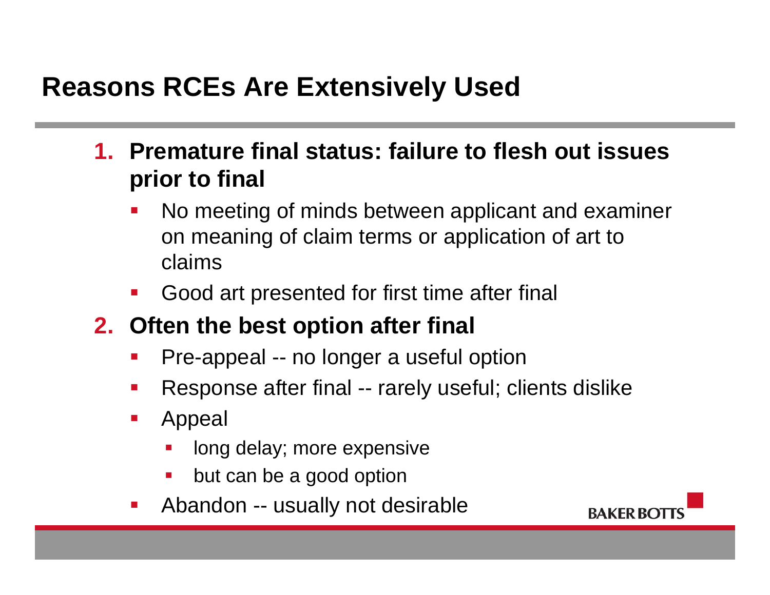# Reasons RCEs Are Extensively Used

1. **Premature final status: failure to flesh out issues prior to final**
   - No meeting of minds between applicant and examiner on meaning of claim terms or application of art to claims
   - Good art presented for first time after final
2. **Often the best option after final**
   - Pre-appeal -- no longer a useful option
   - Response after final -- rarely useful; clients dislike
   - Appeal
     - long delay; more expensive
     - but can be a good option
   - Abandon -- usually not desirable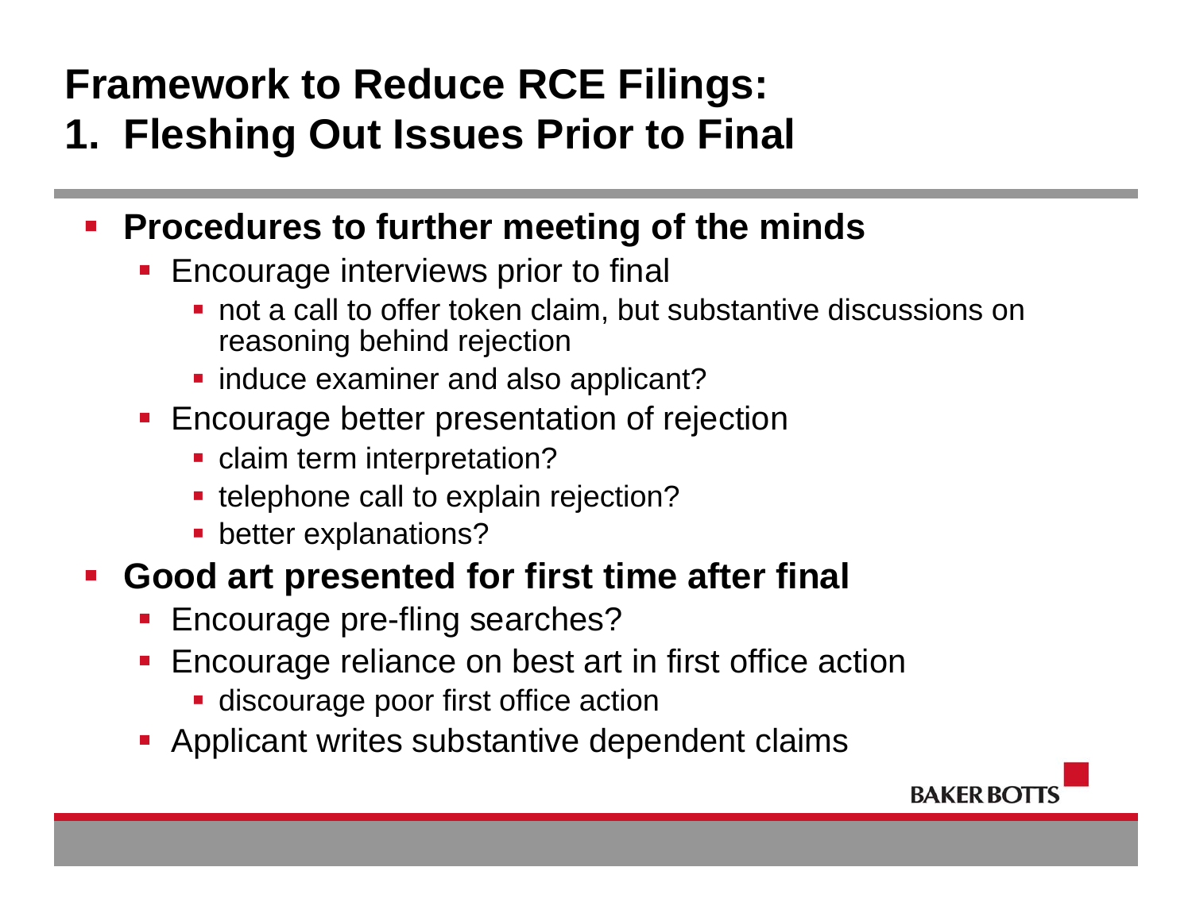# Framework to Reduce RCE Filings:
# 1. Fleshing Out Issues Prior to Final

- **Procedures to further meeting of the minds**
  - Encourage interviews prior to final
    - not a call to offer token claim, but substantive discussions on reasoning behind rejection
    - induce examiner and also applicant?
  - Encourage better presentation of rejection
    - claim term interpretation?
    - telephone call to explain rejection?
    - better explanations?
- **Good art presented for first time after final**
  - Encourage pre-fling searches?
  - Encourage reliance on best art in first office action
    - discourage poor first office action
  - Applicant writes substantive dependent claims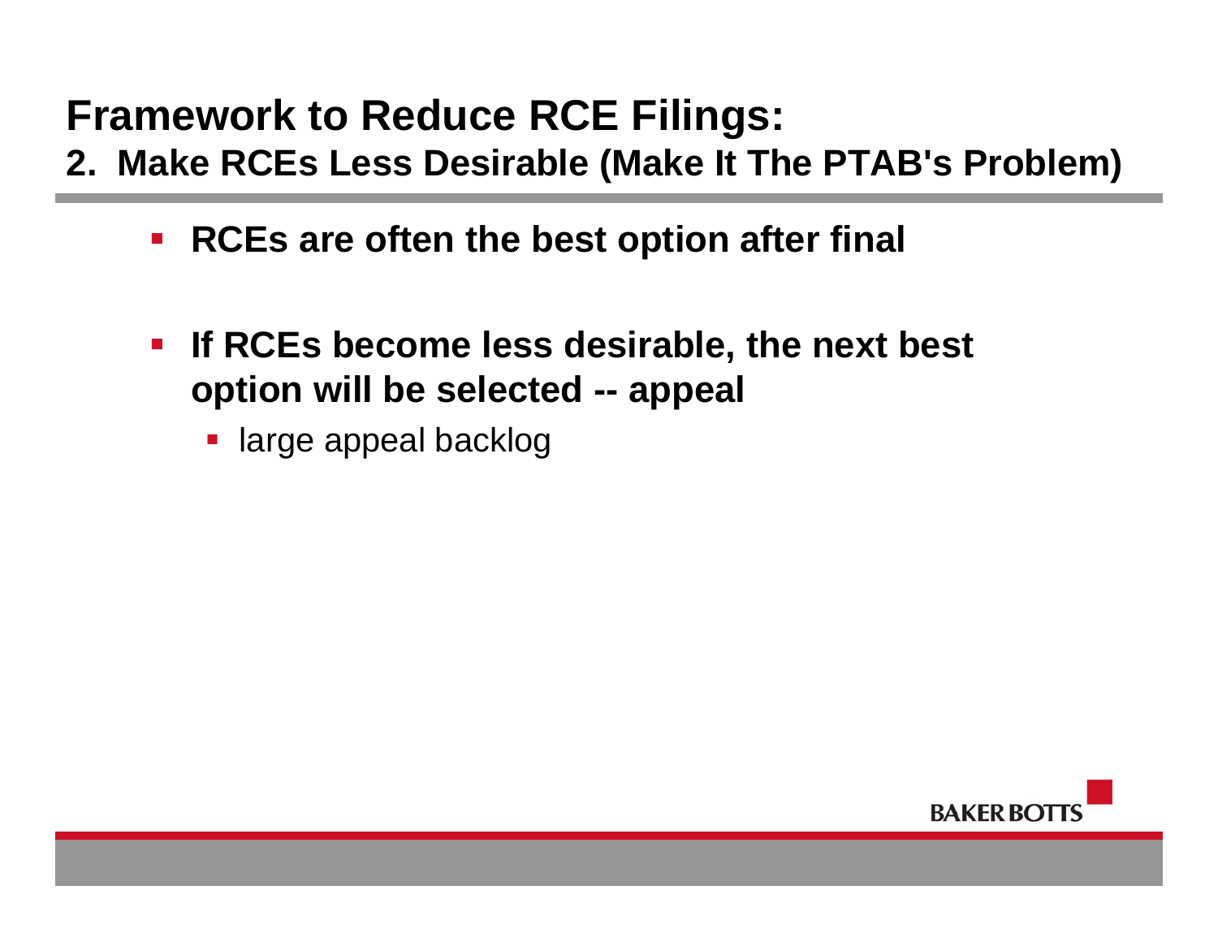# Framework to Reduce RCE Filings:

## 2. Make RCEs Less Desirable (Make It The PTAB's Problem)

- **RCEs are often the best option after final**
- **If RCEs become less desirable, the next best option will be selected -- appeal**
  - large appeal backlog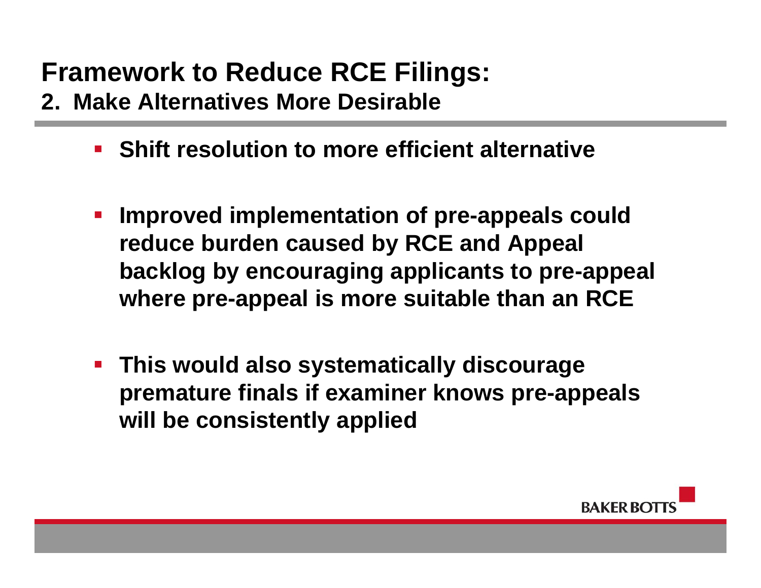# Framework to Reduce RCE Filings:

## 2. Make Alternatives More Desirable

- **Shift resolution to more efficient alternative**
- **Improved implementation of pre-appeals could reduce burden caused by RCE and Appeal backlog by encouraging applicants to pre-appeal where pre-appeal is more suitable than an RCE**
- **This would also systematically discourage premature finals if examiner knows pre-appeals will be consistently applied**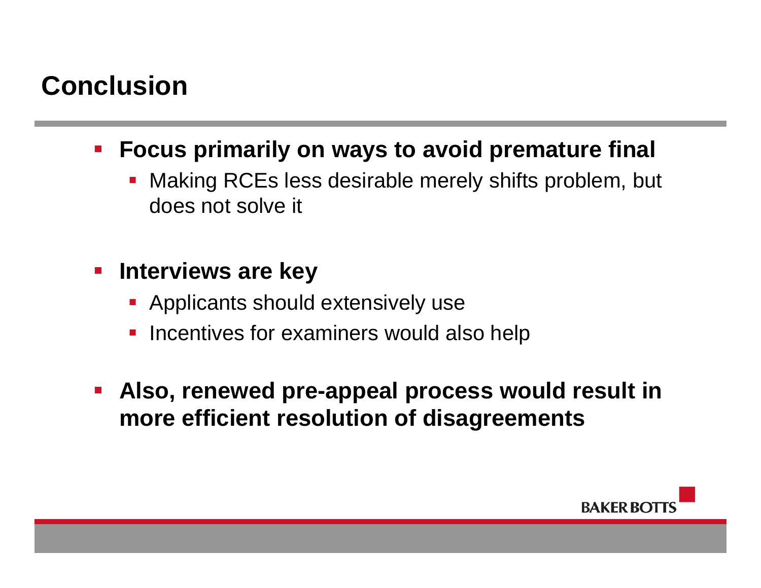# Conclusion

- **Focus primarily on ways to avoid premature final**
  - Making RCEs less desirable merely shifts problem, but does not solve it

- **Interviews are key**
  - Applicants should extensively use
  - Incentives for examiners would also help

- **Also, renewed pre-appeal process would result in more efficient resolution of disagreements**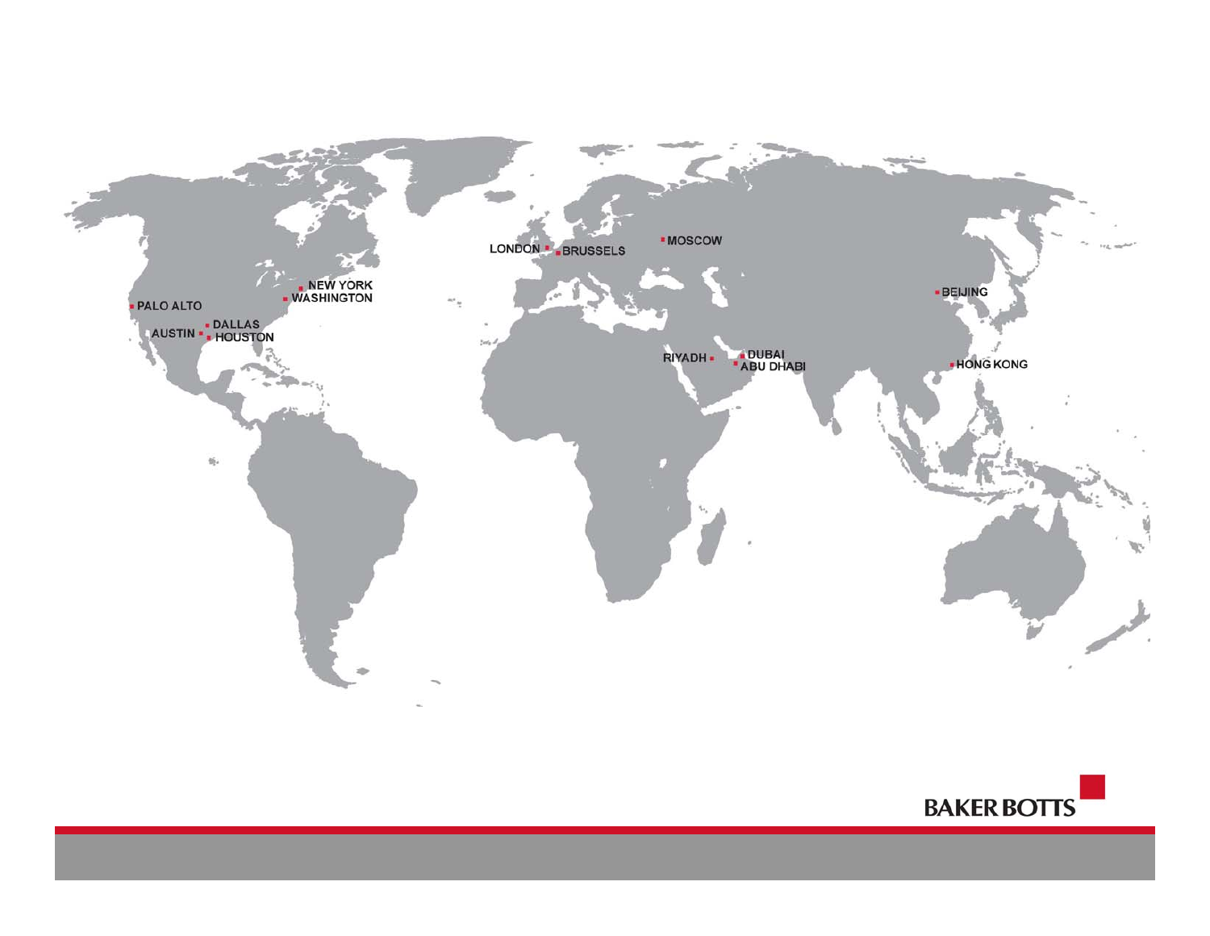PALO ALTO
AUSTIN
DALLAS
HOUSTON
NEW YORK
WASHINGTON
LONDON
BRUSSELS
MOSCOW
RIYADH
DUBAI
ABU DHABI
BEIJING
HONG KONG

BAKER BOTTS